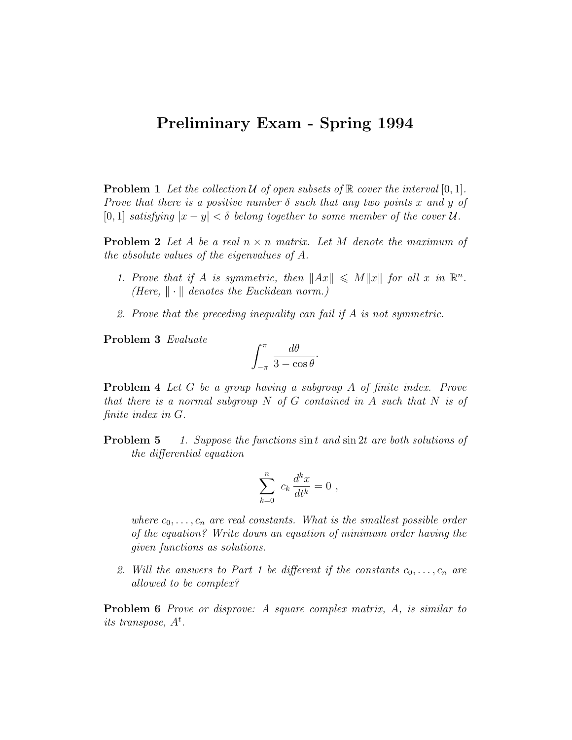# Preliminary Exam - Spring 1994

**Problem 1** *Let the collection $\mathcal{U}$ of open subsets of $\mathbb{R}$ cover the interval $[0, 1]$. Prove that there is a positive number $\delta$ such that any two points $x$ and $y$ of $[0, 1]$ satisfying $|x - y| < \delta$ belong together to some member of the cover $\mathcal{U}$.*

**Problem 2** *Let $A$ be a real $n \times n$ matrix. Let $M$ denote the maximum of the absolute values of the eigenvalues of $A$.*

1. *Prove that if $A$ is symmetric, then $\|Ax\| \leqslant M\|x\|$ for all $x$ in $\mathbb{R}^n$. (Here, $\|\cdot\|$ denotes the Euclidean norm.)*
2. *Prove that the preceding inequality can fail if $A$ is not symmetric.*

**Problem 3** *Evaluate*

$$\int_{-\pi}^{\pi} \frac{d\theta}{3 - \cos\theta}.$$

**Problem 4** *Let $G$ be a group having a subgroup $A$ of finite index. Prove that there is a normal subgroup $N$ of $G$ contained in $A$ such that $N$ is of finite index in $G$.*

**Problem 5**

1. *Suppose the functions $\sin t$ and $\sin 2t$ are both solutions of the differential equation*

   $$\sum_{k=0}^{n} c_k \frac{d^k x}{dt^k} = 0 \ ,$$

   *where $c_0, \ldots, c_n$ are real constants. What is the smallest possible order of the equation? Write down an equation of minimum order having the given functions as solutions.*

2. *Will the answers to Part 1 be different if the constants $c_0, \ldots, c_n$ are allowed to be complex?*

**Problem 6** *Prove or disprove: A square complex matrix, $A$, is similar to its transpose, $A^t$.*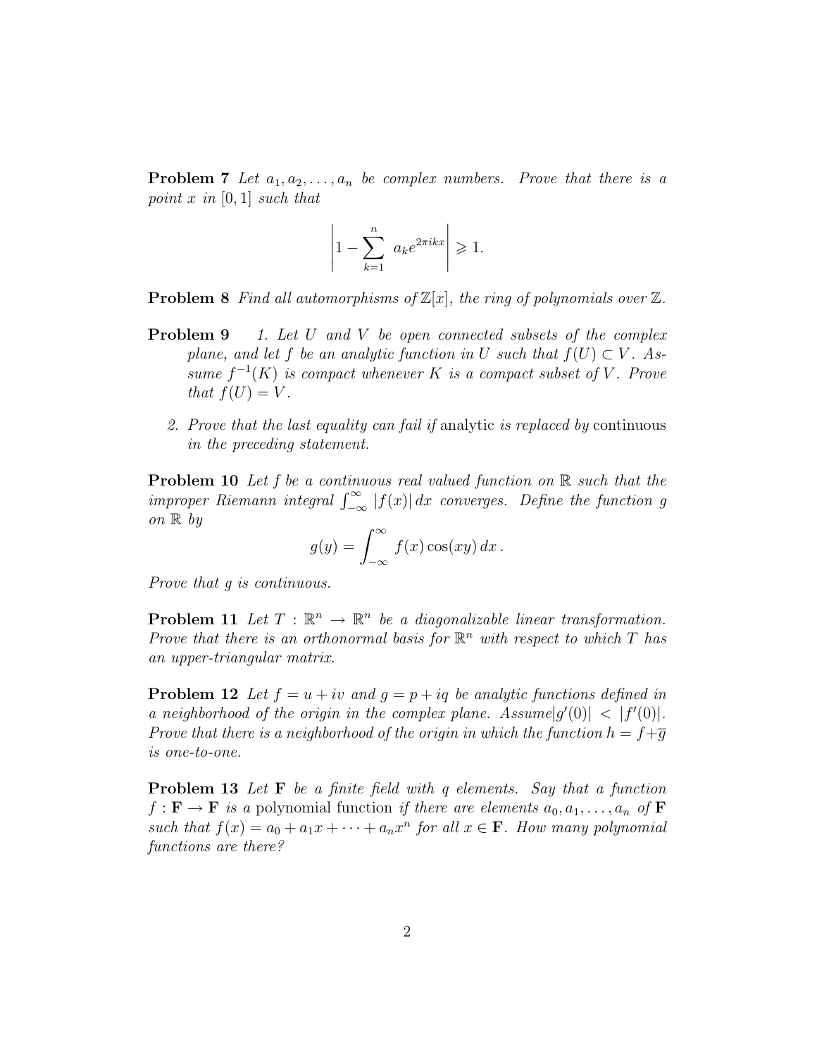**Problem 7** *Let $a_1, a_2, \ldots, a_n$ be complex numbers. Prove that there is a point $x$ in $[0,1]$ such that*

$$\left| 1 - \sum_{k=1}^{n} a_k e^{2\pi i k x} \right| \geqslant 1.$$

**Problem 8** *Find all automorphisms of $\mathbb{Z}[x]$, the ring of polynomials over $\mathbb{Z}$.*

**Problem 9**

1. *Let $U$ and $V$ be open connected subsets of the complex plane, and let $f$ be an analytic function in $U$ such that $f(U) \subset V$. Assume $f^{-1}(K)$ is compact whenever $K$ is a compact subset of $V$. Prove that $f(U) = V$.*

2. *Prove that the last equality can fail if* analytic *is replaced by* continuous *in the preceding statement.*

**Problem 10** *Let $f$ be a continuous real valued function on $\mathbb{R}$ such that the improper Riemann integral $\int_{-\infty}^{\infty} |f(x)|\, dx$ converges. Define the function $g$ on $\mathbb{R}$ by*

$$g(y) = \int_{-\infty}^{\infty} f(x) \cos(xy)\, dx\,.$$

*Prove that $g$ is continuous.*

**Problem 11** *Let $T : \mathbb{R}^n \to \mathbb{R}^n$ be a diagonalizable linear transformation. Prove that there is an orthonormal basis for $\mathbb{R}^n$ with respect to which $T$ has an upper-triangular matrix.*

**Problem 12** *Let $f = u + iv$ and $g = p + iq$ be analytic functions defined in a neighborhood of the origin in the complex plane. Assume $|g'(0)| < |f'(0)|$. Prove that there is a neighborhood of the origin in which the function $h = f + \overline{g}$ is one-to-one.*

**Problem 13** *Let $\mathbf{F}$ be a finite field with $q$ elements. Say that a function $f : \mathbf{F} \to \mathbf{F}$ is a* polynomial function *if there are elements $a_0, a_1, \ldots, a_n$ of $\mathbf{F}$ such that $f(x) = a_0 + a_1 x + \cdots + a_n x^n$ for all $x \in \mathbf{F}$. How many polynomial functions are there?*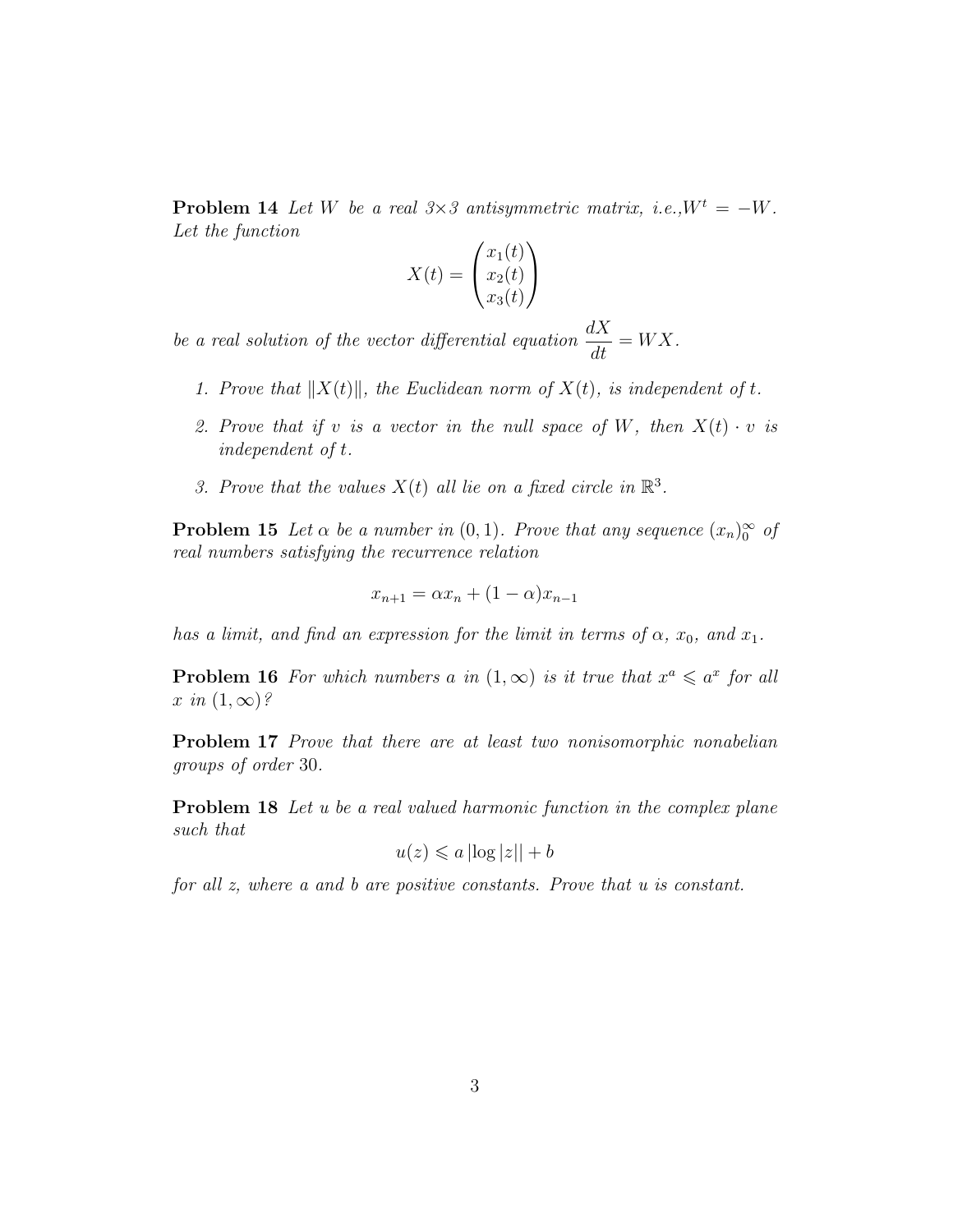**Problem 14** *Let $W$ be a real 3×3 antisymmetric matrix, i.e.,$W^t = -W$. Let the function*

$$X(t) = \begin{pmatrix} x_1(t) \\ x_2(t) \\ x_3(t) \end{pmatrix}$$

*be a real solution of the vector differential equation $\dfrac{dX}{dt} = WX$.*

1. *Prove that $\|X(t)\|$, the Euclidean norm of $X(t)$, is independent of $t$.*
2. *Prove that if $v$ is a vector in the null space of $W$, then $X(t) \cdot v$ is independent of $t$.*
3. *Prove that the values $X(t)$ all lie on a fixed circle in $\mathbb{R}^3$.*

**Problem 15** *Let $\alpha$ be a number in $(0, 1)$. Prove that any sequence $(x_n)_0^\infty$ of real numbers satisfying the recurrence relation*

$$x_{n+1} = \alpha x_n + (1 - \alpha)x_{n-1}$$

*has a limit, and find an expression for the limit in terms of $\alpha$, $x_0$, and $x_1$.*

**Problem 16** *For which numbers $a$ in $(1, \infty)$ is it true that $x^a \leqslant a^x$ for all $x$ in $(1, \infty)$?*

**Problem 17** *Prove that there are at least two nonisomorphic nonabelian groups of order 30.*

**Problem 18** *Let $u$ be a real valued harmonic function in the complex plane such that*

$$u(z) \leqslant a\,|\log|z|| + b$$

*for all $z$, where $a$ and $b$ are positive constants. Prove that $u$ is constant.*